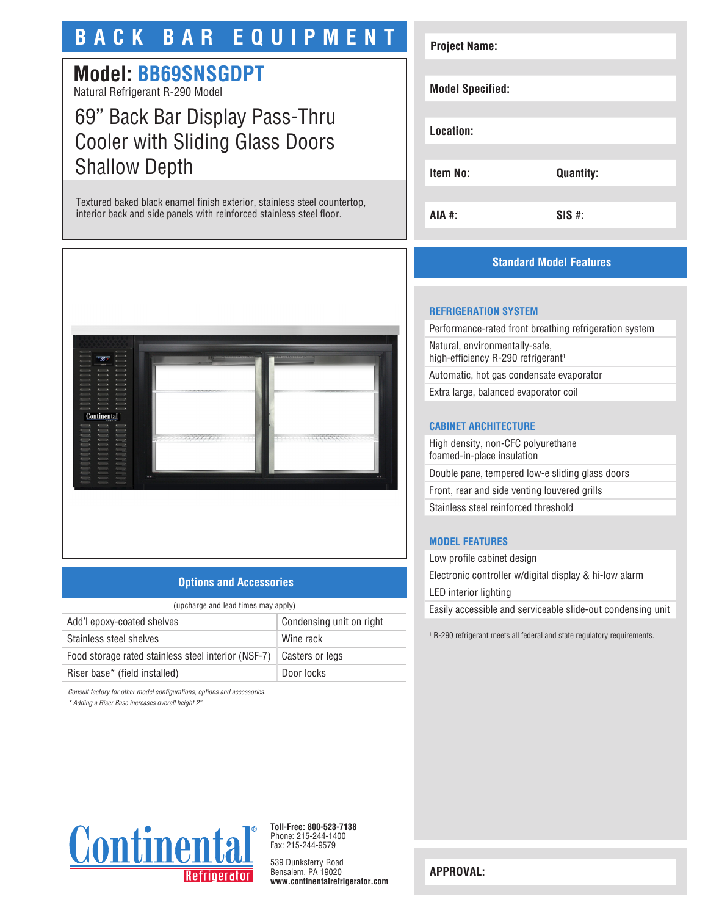# BACK BAR EQUIPMENT

## Model: BB69SNSGDPT

Natural Refrigerant R-290 Model

## 69” Back Bar Display Pass-Thru Cooler with Sliding Glass Doors Shallow Depth

Textured baked black enamel finish exterior, stainless steel countertop, interior back and side panels with reinforced stainless steel floor.

| | |
|---|---|
| **Project Name:** | |
| **Model Specified:** | |
| **Location:** | |
| **Item No:** | **Quantity:** |
| **AIA #:** | **SIS #:** |

### Options and Accessories

(upcharge and lead times may apply)

| | |
|---|---|
| Add’l epoxy-coated shelves | Condensing unit on right |
| Stainless steel shelves | Wine rack |
| Food storage rated stainless steel interior (NSF-7) | Casters or legs |
| Riser base* (field installed) | Door locks |

*Consult factory for other model configurations, options and accessories.*

*\* Adding a Riser Base increases overall height 2”*

### Standard Model Features

#### REFRIGERATION SYSTEM

- Performance-rated front breathing refrigeration system
- Natural, environmentally-safe, high-efficiency R-290 refrigerant[1]
- Automatic, hot gas condensate evaporator
- Extra large, balanced evaporator coil

#### CABINET ARCHITECTURE

- High density, non-CFC polyurethane foamed-in-place insulation
- Double pane, tempered low-e sliding glass doors
- Front, rear and side venting louvered grills
- Stainless steel reinforced threshold

#### MODEL FEATURES

- Low profile cabinet design
- Electronic controller w/digital display & hi-low alarm
- LED interior lighting
- Easily accessible and serviceable slide-out condensing unit

[1] R-290 refrigerant meets all federal and state regulatory requirements.

Continental® Refrigerator

**Toll-Free: 800-523-7138**
Phone: 215-244-1400
Fax: 215-244-9579

539 Dunksferry Road
Bensalem, PA 19020
**www.continentalrefrigerator.com**

**APPROVAL:**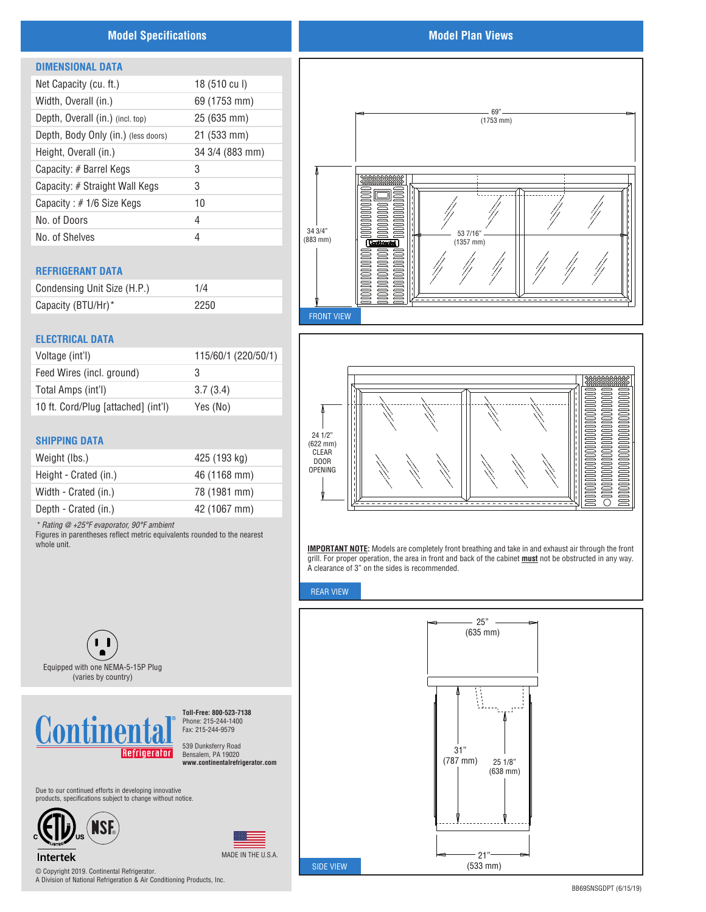## Model Specifications

### DIMENSIONAL DATA

| | |
|---|---|
| Net Capacity (cu. ft.) | 18 (510 cu l) |
| Width, Overall (in.) | 69 (1753 mm) |
| Depth, Overall (in.) (incl. top) | 25 (635 mm) |
| Depth, Body Only (in.) (less doors) | 21 (533 mm) |
| Height, Overall (in.) | 34 3/4 (883 mm) |
| Capacity: # Barrel Kegs | 3 |
| Capacity: # Straight Wall Kegs | 3 |
| Capacity : # 1/6 Size Kegs | 10 |
| No. of Doors | 4 |
| No. of Shelves | 4 |

### REFRIGERANT DATA

| | |
|---|---|
| Condensing Unit Size (H.P.) | 1/4 |
| Capacity (BTU/Hr)* | 2250 |

### ELECTRICAL DATA

| | |
|---|---|
| Voltage (int'l) | 115/60/1 (220/50/1) |
| Feed Wires (incl. ground) | 3 |
| Total Amps (int'l) | 3.7 (3.4) |
| 10 ft. Cord/Plug [attached] (int'l) | Yes (No) |

### SHIPPING DATA

| | |
|---|---|
| Weight (lbs.) | 425 (193 kg) |
| Height - Crated (in.) | 46 (1168 mm) |
| Width - Crated (in.) | 78 (1981 mm) |
| Depth - Crated (in.) | 42 (1067 mm) |

*\* Rating @ +25°F evaporator, 90°F ambient*

Figures in parentheses reflect metric equivalents rounded to the nearest whole unit.

Equipped with one NEMA-5-15P Plug (varies by country)

**Continental Refrigerator**

**Toll-Free: 800-523-7138**
Phone: 215-244-1400
Fax: 215-244-9579

539 Dunksferry Road
Bensalem, PA 19020
**www.continentalrefrigerator.com**

Due to our continued efforts in developing innovative products, specifications subject to change without notice.

Intertek

MADE IN THE U.S.A.

© Copyright 2019. Continental Refrigerator.
A Division of National Refrigeration & Air Conditioning Products, Inc.

## Model Plan Views

FRONT VIEW

69"
(1753 mm)

34 3/4"
(883 mm)

53 7/16"
(1357 mm)

REAR VIEW

24 1/2"
(622 mm)
CLEAR
DOOR
OPENING

**IMPORTANT NOTE:** Models are completely front breathing and take in and exhaust air through the front grill. For proper operation, the area in front and back of the cabinet **must** not be obstructed in any way. A clearance of 3" on the sides is recommended.

SIDE VIEW

25"
(635 mm)

31"
(787 mm)

25 1/8"
(638 mm)

21"
(533 mm)

BB69SNSGDPT (6/15/19)